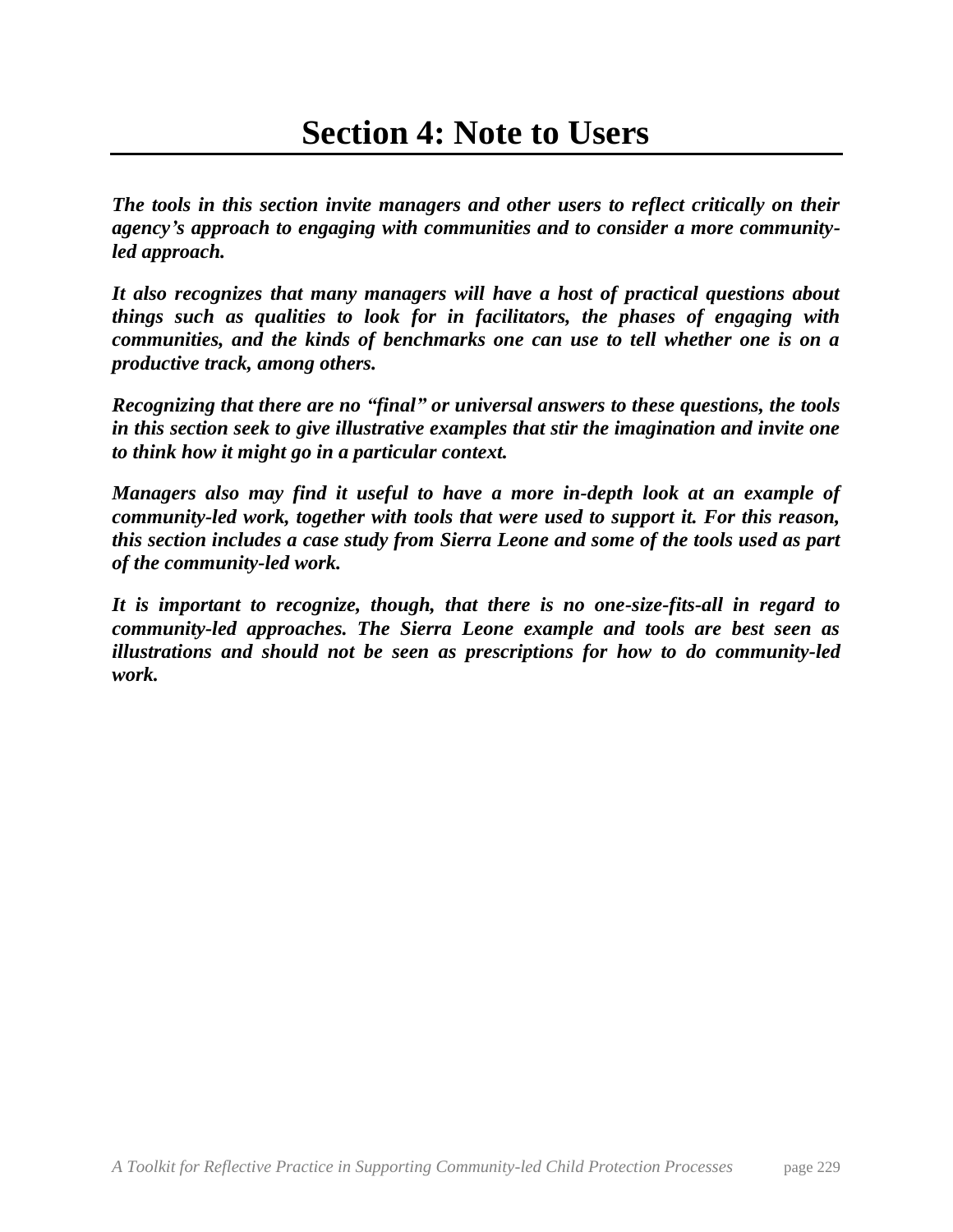# Section 4: Note to Users

***The tools in this section invite managers and other users to reflect critically on their agency's approach to engaging with communities and to consider a more community-led approach.***

***It also recognizes that many managers will have a host of practical questions about things such as qualities to look for in facilitators, the phases of engaging with communities, and the kinds of benchmarks one can use to tell whether one is on a productive track, among others.***

***Recognizing that there are no "final" or universal answers to these questions, the tools in this section seek to give illustrative examples that stir the imagination and invite one to think how it might go in a particular context.***

***Managers also may find it useful to have a more in-depth look at an example of community-led work, together with tools that were used to support it. For this reason, this section includes a case study from Sierra Leone and some of the tools used as part of the community-led work.***

***It is important to recognize, though, that there is no one-size-fits-all in regard to community-led approaches. The Sierra Leone example and tools are best seen as illustrations and should not be seen as prescriptions for how to do community-led work.***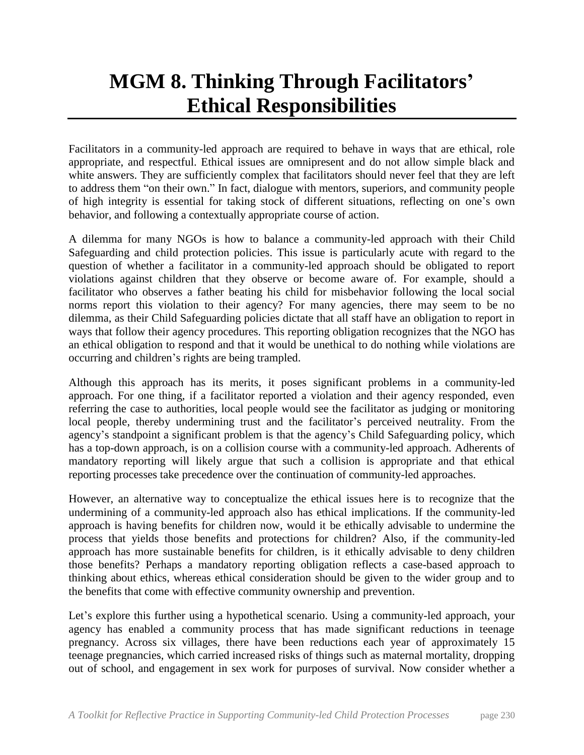# MGM 8. Thinking Through Facilitators' Ethical Responsibilities

Facilitators in a community-led approach are required to behave in ways that are ethical, role appropriate, and respectful. Ethical issues are omnipresent and do not allow simple black and white answers. They are sufficiently complex that facilitators should never feel that they are left to address them "on their own." In fact, dialogue with mentors, superiors, and community people of high integrity is essential for taking stock of different situations, reflecting on one's own behavior, and following a contextually appropriate course of action.

A dilemma for many NGOs is how to balance a community-led approach with their Child Safeguarding and child protection policies. This issue is particularly acute with regard to the question of whether a facilitator in a community-led approach should be obligated to report violations against children that they observe or become aware of. For example, should a facilitator who observes a father beating his child for misbehavior following the local social norms report this violation to their agency? For many agencies, there may seem to be no dilemma, as their Child Safeguarding policies dictate that all staff have an obligation to report in ways that follow their agency procedures. This reporting obligation recognizes that the NGO has an ethical obligation to respond and that it would be unethical to do nothing while violations are occurring and children's rights are being trampled.

Although this approach has its merits, it poses significant problems in a community-led approach. For one thing, if a facilitator reported a violation and their agency responded, even referring the case to authorities, local people would see the facilitator as judging or monitoring local people, thereby undermining trust and the facilitator's perceived neutrality. From the agency's standpoint a significant problem is that the agency's Child Safeguarding policy, which has a top-down approach, is on a collision course with a community-led approach. Adherents of mandatory reporting will likely argue that such a collision is appropriate and that ethical reporting processes take precedence over the continuation of community-led approaches.

However, an alternative way to conceptualize the ethical issues here is to recognize that the undermining of a community-led approach also has ethical implications. If the community-led approach is having benefits for children now, would it be ethically advisable to undermine the process that yields those benefits and protections for children? Also, if the community-led approach has more sustainable benefits for children, is it ethically advisable to deny children those benefits? Perhaps a mandatory reporting obligation reflects a case-based approach to thinking about ethics, whereas ethical consideration should be given to the wider group and to the benefits that come with effective community ownership and prevention.

Let's explore this further using a hypothetical scenario. Using a community-led approach, your agency has enabled a community process that has made significant reductions in teenage pregnancy. Across six villages, there have been reductions each year of approximately 15 teenage pregnancies, which carried increased risks of things such as maternal mortality, dropping out of school, and engagement in sex work for purposes of survival. Now consider whether a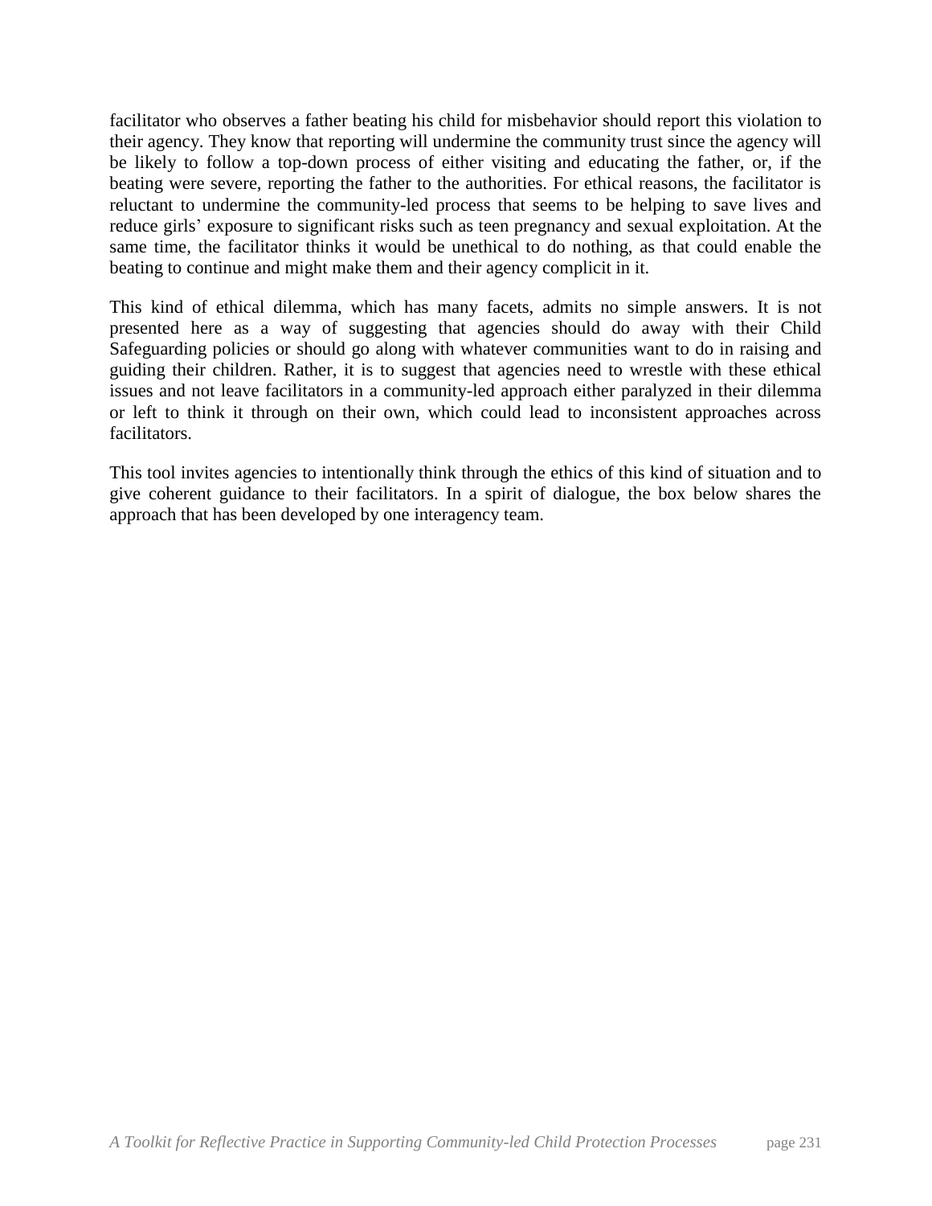facilitator who observes a father beating his child for misbehavior should report this violation to their agency. They know that reporting will undermine the community trust since the agency will be likely to follow a top-down process of either visiting and educating the father, or, if the beating were severe, reporting the father to the authorities. For ethical reasons, the facilitator is reluctant to undermine the community-led process that seems to be helping to save lives and reduce girls' exposure to significant risks such as teen pregnancy and sexual exploitation. At the same time, the facilitator thinks it would be unethical to do nothing, as that could enable the beating to continue and might make them and their agency complicit in it.

This kind of ethical dilemma, which has many facets, admits no simple answers. It is not presented here as a way of suggesting that agencies should do away with their Child Safeguarding policies or should go along with whatever communities want to do in raising and guiding their children. Rather, it is to suggest that agencies need to wrestle with these ethical issues and not leave facilitators in a community-led approach either paralyzed in their dilemma or left to think it through on their own, which could lead to inconsistent approaches across facilitators.

This tool invites agencies to intentionally think through the ethics of this kind of situation and to give coherent guidance to their facilitators. In a spirit of dialogue, the box below shares the approach that has been developed by one interagency team.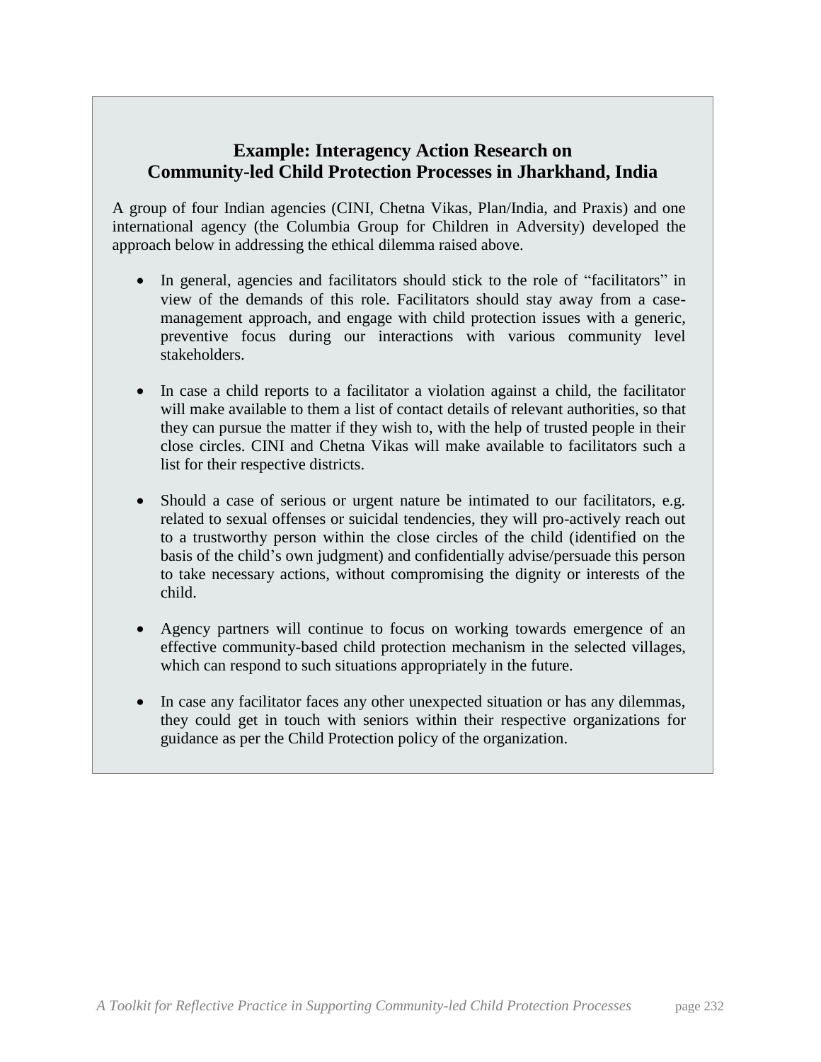### Example: Interagency Action Research on Community-led Child Protection Processes in Jharkhand, India

A group of four Indian agencies (CINI, Chetna Vikas, Plan/India, and Praxis) and one international agency (the Columbia Group for Children in Adversity) developed the approach below in addressing the ethical dilemma raised above.

- In general, agencies and facilitators should stick to the role of "facilitators" in view of the demands of this role. Facilitators should stay away from a case-management approach, and engage with child protection issues with a generic, preventive focus during our interactions with various community level stakeholders.

- In case a child reports to a facilitator a violation against a child, the facilitator will make available to them a list of contact details of relevant authorities, so that they can pursue the matter if they wish to, with the help of trusted people in their close circles. CINI and Chetna Vikas will make available to facilitators such a list for their respective districts.

- Should a case of serious or urgent nature be intimated to our facilitators, e.g. related to sexual offenses or suicidal tendencies, they will pro-actively reach out to a trustworthy person within the close circles of the child (identified on the basis of the child's own judgment) and confidentially advise/persuade this person to take necessary actions, without compromising the dignity or interests of the child.

- Agency partners will continue to focus on working towards emergence of an effective community-based child protection mechanism in the selected villages, which can respond to such situations appropriately in the future.

- In case any facilitator faces any other unexpected situation or has any dilemmas, they could get in touch with seniors within their respective organizations for guidance as per the Child Protection policy of the organization.